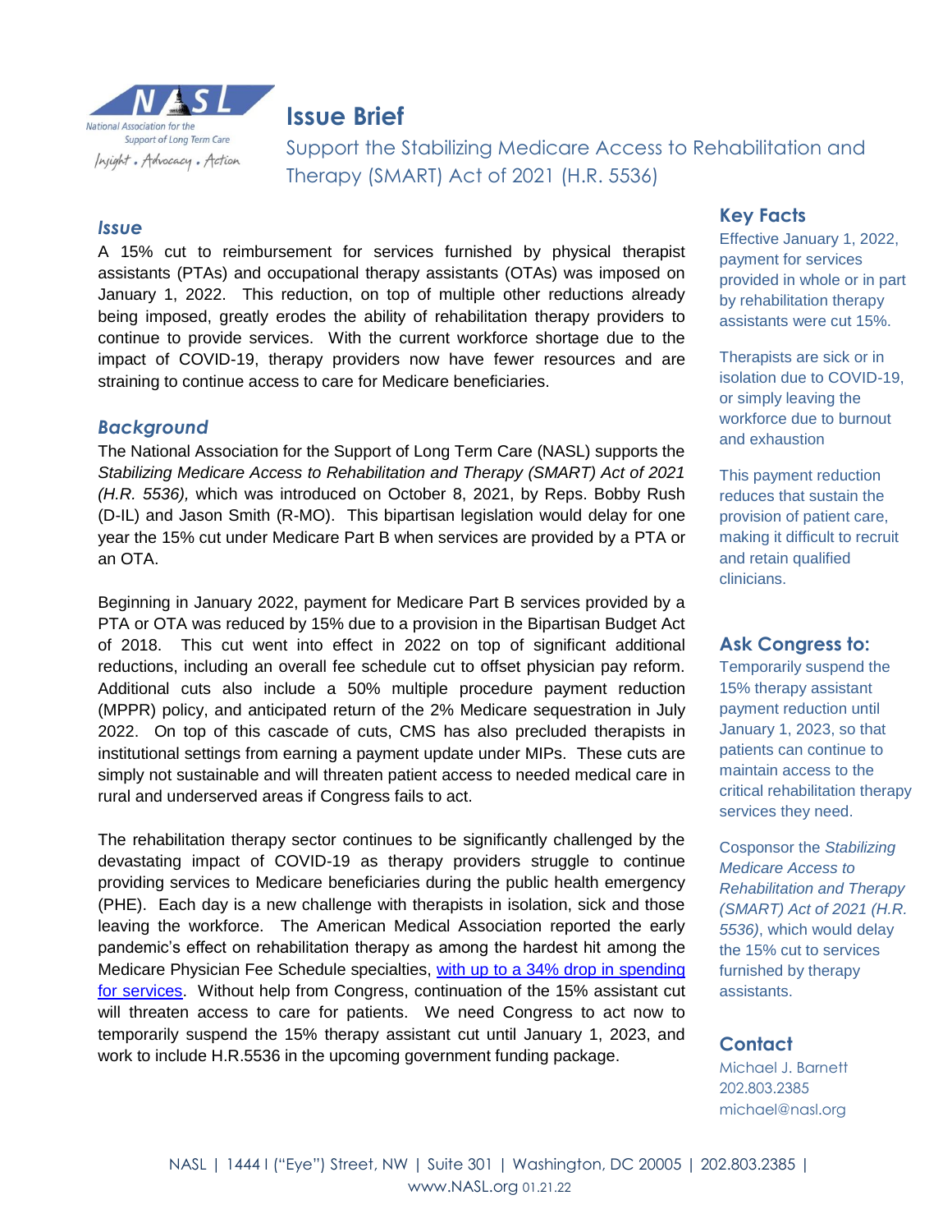National Association for the Support of Long Term Care

*Insight • Advocacy • Action*

# Issue Brief

## Support the Stabilizing Medicare Access to Rehabilitation and Therapy (SMART) Act of 2021 (H.R. 5536)

### *Issue*

A 15% cut to reimbursement for services furnished by physical therapist assistants (PTAs) and occupational therapy assistants (OTAs) was imposed on January 1, 2022. This reduction, on top of multiple other reductions already being imposed, greatly erodes the ability of rehabilitation therapy providers to continue to provide services. With the current workforce shortage due to the impact of COVID-19, therapy providers now have fewer resources and are straining to continue access to care for Medicare beneficiaries.

### *Background*

The National Association for the Support of Long Term Care (NASL) supports the *Stabilizing Medicare Access to Rehabilitation and Therapy (SMART) Act of 2021 (H.R. 5536),* which was introduced on October 8, 2021, by Reps. Bobby Rush (D-IL) and Jason Smith (R-MO). This bipartisan legislation would delay for one year the 15% cut under Medicare Part B when services are provided by a PTA or an OTA.

Beginning in January 2022, payment for Medicare Part B services provided by a PTA or OTA was reduced by 15% due to a provision in the Bipartisan Budget Act of 2018. This cut went into effect in 2022 on top of significant additional reductions, including an overall fee schedule cut to offset physician pay reform. Additional cuts also include a 50% multiple procedure payment reduction (MPPR) policy, and anticipated return of the 2% Medicare sequestration in July 2022. On top of this cascade of cuts, CMS has also precluded therapists in institutional settings from earning a payment update under MIPs. These cuts are simply not sustainable and will threaten patient access to needed medical care in rural and underserved areas if Congress fails to act.

The rehabilitation therapy sector continues to be significantly challenged by the devastating impact of COVID-19 as therapy providers struggle to continue providing services to Medicare beneficiaries during the public health emergency (PHE). Each day is a new challenge with therapists in isolation, sick and those leaving the workforce. The American Medical Association reported the early pandemic's effect on rehabilitation therapy as among the hardest hit among the Medicare Physician Fee Schedule specialties, with up to a 34% drop in spending for services. Without help from Congress, continuation of the 15% assistant cut will threaten access to care for patients. We need Congress to act now to temporarily suspend the 15% therapy assistant cut until January 1, 2023, and work to include H.R.5536 in the upcoming government funding package.

### Key Facts

Effective January 1, 2022, payment for services provided in whole or in part by rehabilitation therapy assistants were cut 15%.

Therapists are sick or in isolation due to COVID-19, or simply leaving the workforce due to burnout and exhaustion

This payment reduction reduces that sustain the provision of patient care, making it difficult to recruit and retain qualified clinicians.

### Ask Congress to:

Temporarily suspend the 15% therapy assistant payment reduction until January 1, 2023, so that patients can continue to maintain access to the critical rehabilitation therapy services they need.

Cosponsor the *Stabilizing Medicare Access to Rehabilitation and Therapy (SMART) Act of 2021 (H.R. 5536)*, which would delay the 15% cut to services furnished by therapy assistants.

### Contact

Michael J. Barnett
202.803.2385
michael@nasl.org

NASL | 1444 I ("Eye") Street, NW | Suite 301 | Washington, DC 20005 | 202.803.2385 | www.NASL.org 01.21.22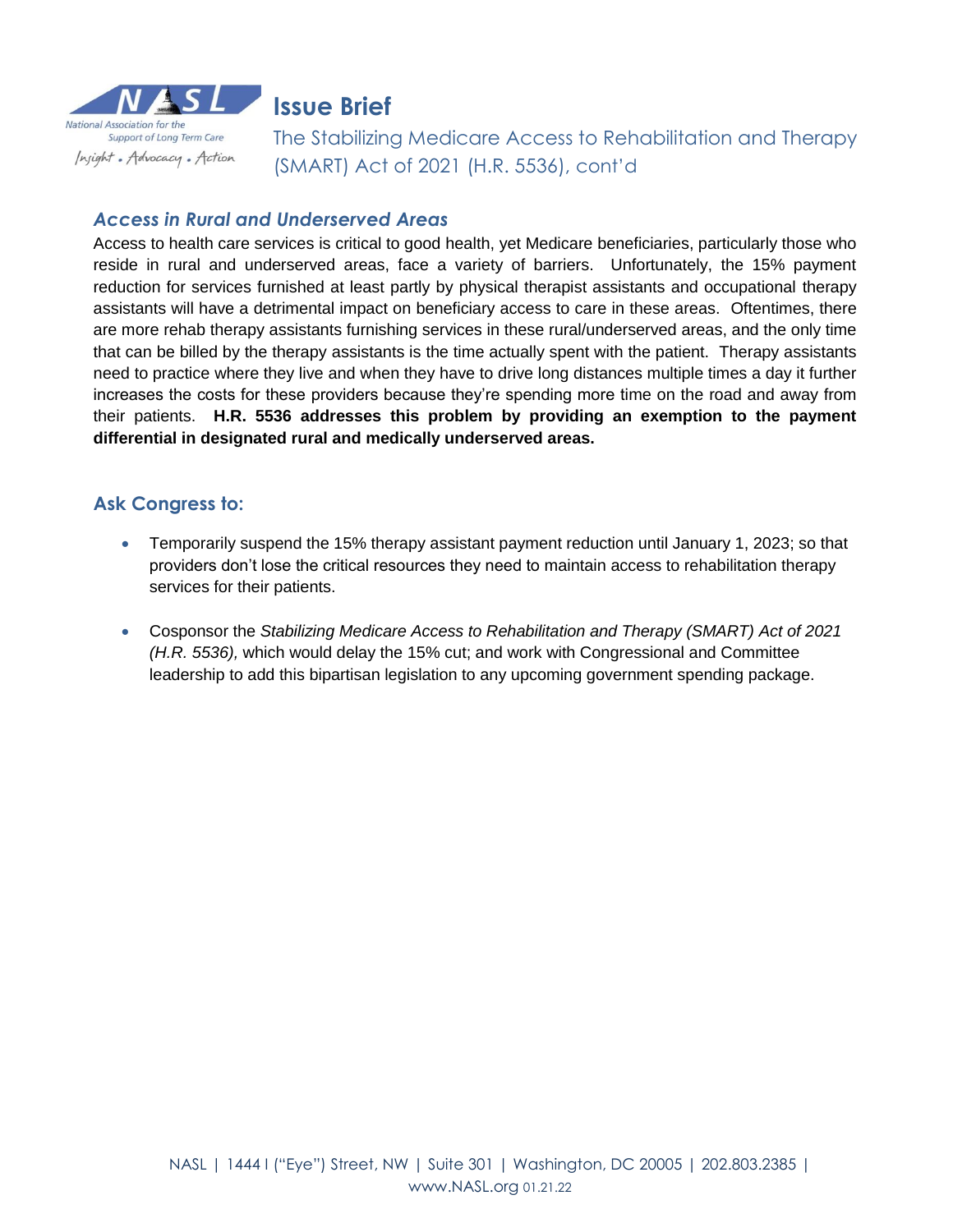## Access in Rural and Underserved Areas

Access to health care services is critical to good health, yet Medicare beneficiaries, particularly those who reside in rural and underserved areas, face a variety of barriers. Unfortunately, the 15% payment reduction for services furnished at least partly by physical therapist assistants and occupational therapy assistants will have a detrimental impact on beneficiary access to care in these areas. Oftentimes, there are more rehab therapy assistants furnishing services in these rural/underserved areas, and the only time that can be billed by the therapy assistants is the time actually spent with the patient. Therapy assistants need to practice where they live and when they have to drive long distances multiple times a day it further increases the costs for these providers because they're spending more time on the road and away from their patients. **H.R. 5536 addresses this problem by providing an exemption to the payment differential in designated rural and medically underserved areas.**

## Ask Congress to:

- Temporarily suspend the 15% therapy assistant payment reduction until January 1, 2023; so that providers don't lose the critical resources they need to maintain access to rehabilitation therapy services for their patients.
- Cosponsor the *Stabilizing Medicare Access to Rehabilitation and Therapy (SMART) Act of 2021 (H.R. 5536),* which would delay the 15% cut; and work with Congressional and Committee leadership to add this bipartisan legislation to any upcoming government spending package.